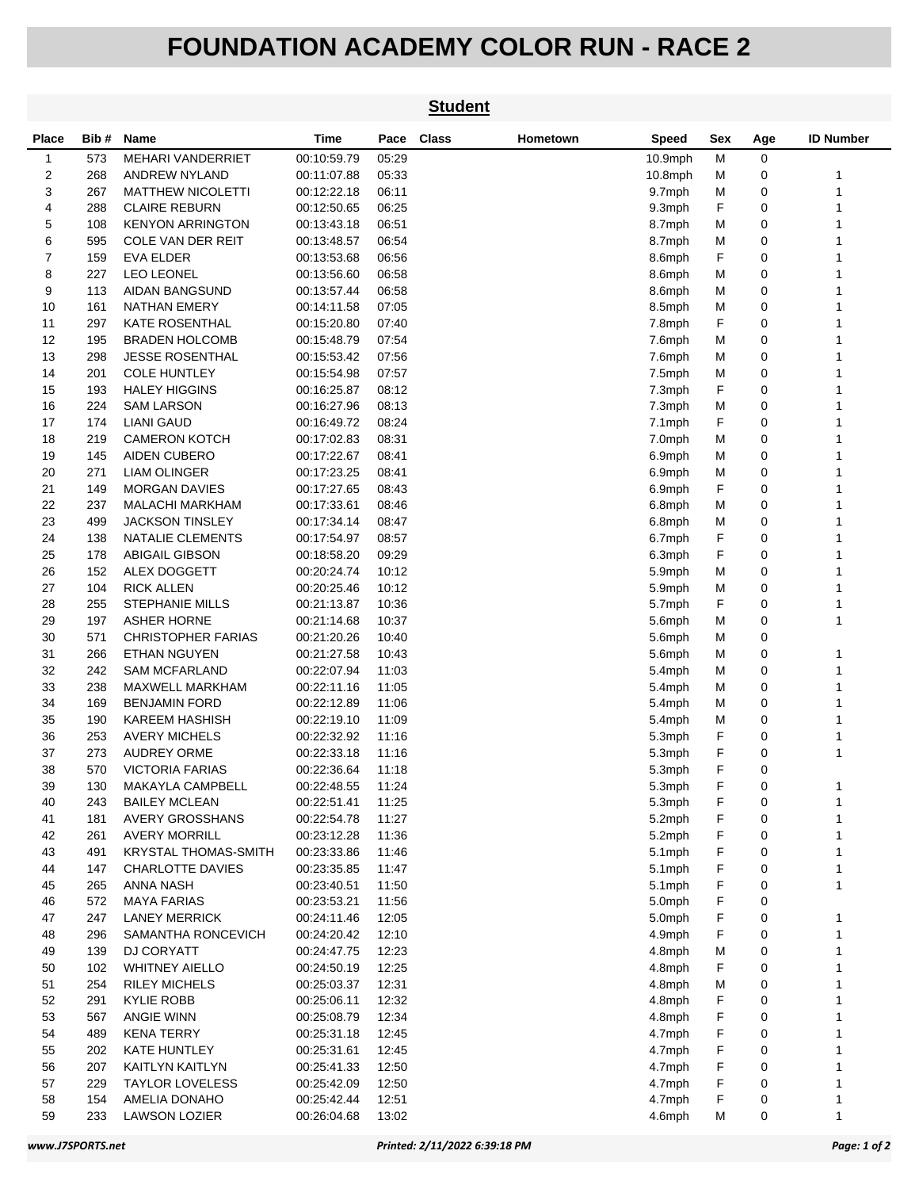# FOUNDATION ACADEMY COLOR RUN - RACE 2

## Student

| Place | Bib # | Name | Time | Pace | Class | Hometown | Speed | Sex | Age | ID Number |
|---|---|---|---|---|---|---|---|---|---|---|
| 1 | 573 | MEHARI VANDERRIET | 00:10:59.79 | 05:29 | | | 10.9mph | M | 0 | |
| 2 | 268 | ANDREW NYLAND | 00:11:07.88 | 05:33 | | | 10.8mph | M | 0 | 1 |
| 3 | 267 | MATTHEW NICOLETTI | 00:12:22.18 | 06:11 | | | 9.7mph | M | 0 | 1 |
| 4 | 288 | CLAIRE REBURN | 00:12:50.65 | 06:25 | | | 9.3mph | F | 0 | 1 |
| 5 | 108 | KENYON ARRINGTON | 00:13:43.18 | 06:51 | | | 8.7mph | M | 0 | 1 |
| 6 | 595 | COLE VAN DER REIT | 00:13:48.57 | 06:54 | | | 8.7mph | M | 0 | 1 |
| 7 | 159 | EVA ELDER | 00:13:53.68 | 06:56 | | | 8.6mph | F | 0 | 1 |
| 8 | 227 | LEO LEONEL | 00:13:56.60 | 06:58 | | | 8.6mph | M | 0 | 1 |
| 9 | 113 | AIDAN BANGSUND | 00:13:57.44 | 06:58 | | | 8.6mph | M | 0 | 1 |
| 10 | 161 | NATHAN EMERY | 00:14:11.58 | 07:05 | | | 8.5mph | M | 0 | 1 |
| 11 | 297 | KATE ROSENTHAL | 00:15:20.80 | 07:40 | | | 7.8mph | F | 0 | 1 |
| 12 | 195 | BRADEN HOLCOMB | 00:15:48.79 | 07:54 | | | 7.6mph | M | 0 | 1 |
| 13 | 298 | JESSE ROSENTHAL | 00:15:53.42 | 07:56 | | | 7.6mph | M | 0 | 1 |
| 14 | 201 | COLE HUNTLEY | 00:15:54.98 | 07:57 | | | 7.5mph | M | 0 | 1 |
| 15 | 193 | HALEY HIGGINS | 00:16:25.87 | 08:12 | | | 7.3mph | F | 0 | 1 |
| 16 | 224 | SAM LARSON | 00:16:27.96 | 08:13 | | | 7.3mph | M | 0 | 1 |
| 17 | 174 | LIANI GAUD | 00:16:49.72 | 08:24 | | | 7.1mph | F | 0 | 1 |
| 18 | 219 | CAMERON KOTCH | 00:17:02.83 | 08:31 | | | 7.0mph | M | 0 | 1 |
| 19 | 145 | AIDEN CUBERO | 00:17:22.67 | 08:41 | | | 6.9mph | M | 0 | 1 |
| 20 | 271 | LIAM OLINGER | 00:17:23.25 | 08:41 | | | 6.9mph | M | 0 | 1 |
| 21 | 149 | MORGAN DAVIES | 00:17:27.65 | 08:43 | | | 6.9mph | F | 0 | 1 |
| 22 | 237 | MALACHI MARKHAM | 00:17:33.61 | 08:46 | | | 6.8mph | M | 0 | 1 |
| 23 | 499 | JACKSON TINSLEY | 00:17:34.14 | 08:47 | | | 6.8mph | M | 0 | 1 |
| 24 | 138 | NATALIE CLEMENTS | 00:17:54.97 | 08:57 | | | 6.7mph | F | 0 | 1 |
| 25 | 178 | ABIGAIL GIBSON | 00:18:58.20 | 09:29 | | | 6.3mph | F | 0 | 1 |
| 26 | 152 | ALEX DOGGETT | 00:20:24.74 | 10:12 | | | 5.9mph | M | 0 | 1 |
| 27 | 104 | RICK ALLEN | 00:20:25.46 | 10:12 | | | 5.9mph | M | 0 | 1 |
| 28 | 255 | STEPHANIE MILLS | 00:21:13.87 | 10:36 | | | 5.7mph | F | 0 | 1 |
| 29 | 197 | ASHER HORNE | 00:21:14.68 | 10:37 | | | 5.6mph | M | 0 | 1 |
| 30 | 571 | CHRISTOPHER FARIAS | 00:21:20.26 | 10:40 | | | 5.6mph | M | 0 | |
| 31 | 266 | ETHAN NGUYEN | 00:21:27.58 | 10:43 | | | 5.6mph | M | 0 | 1 |
| 32 | 242 | SAM MCFARLAND | 00:22:07.94 | 11:03 | | | 5.4mph | M | 0 | 1 |
| 33 | 238 | MAXWELL MARKHAM | 00:22:11.16 | 11:05 | | | 5.4mph | M | 0 | 1 |
| 34 | 169 | BENJAMIN FORD | 00:22:12.89 | 11:06 | | | 5.4mph | M | 0 | 1 |
| 35 | 190 | KAREEM HASHISH | 00:22:19.10 | 11:09 | | | 5.4mph | M | 0 | 1 |
| 36 | 253 | AVERY MICHELS | 00:22:32.92 | 11:16 | | | 5.3mph | F | 0 | 1 |
| 37 | 273 | AUDREY ORME | 00:22:33.18 | 11:16 | | | 5.3mph | F | 0 | 1 |
| 38 | 570 | VICTORIA FARIAS | 00:22:36.64 | 11:18 | | | 5.3mph | F | 0 | |
| 39 | 130 | MAKAYLA CAMPBELL | 00:22:48.55 | 11:24 | | | 5.3mph | F | 0 | 1 |
| 40 | 243 | BAILEY MCLEAN | 00:22:51.41 | 11:25 | | | 5.3mph | F | 0 | 1 |
| 41 | 181 | AVERY GROSSHANS | 00:22:54.78 | 11:27 | | | 5.2mph | F | 0 | 1 |
| 42 | 261 | AVERY MORRILL | 00:23:12.28 | 11:36 | | | 5.2mph | F | 0 | 1 |
| 43 | 491 | KRYSTAL THOMAS-SMITH | 00:23:33.86 | 11:46 | | | 5.1mph | F | 0 | 1 |
| 44 | 147 | CHARLOTTE DAVIES | 00:23:35.85 | 11:47 | | | 5.1mph | F | 0 | 1 |
| 45 | 265 | ANNA NASH | 00:23:40.51 | 11:50 | | | 5.1mph | F | 0 | 1 |
| 46 | 572 | MAYA FARIAS | 00:23:53.21 | 11:56 | | | 5.0mph | F | 0 | |
| 47 | 247 | LANEY MERRICK | 00:24:11.46 | 12:05 | | | 5.0mph | F | 0 | 1 |
| 48 | 296 | SAMANTHA RONCEVICH | 00:24:20.42 | 12:10 | | | 4.9mph | F | 0 | 1 |
| 49 | 139 | DJ CORYATT | 00:24:47.75 | 12:23 | | | 4.8mph | M | 0 | 1 |
| 50 | 102 | WHITNEY AIELLO | 00:24:50.19 | 12:25 | | | 4.8mph | F | 0 | 1 |
| 51 | 254 | RILEY MICHELS | 00:25:03.37 | 12:31 | | | 4.8mph | M | 0 | 1 |
| 52 | 291 | KYLIE ROBB | 00:25:06.11 | 12:32 | | | 4.8mph | F | 0 | 1 |
| 53 | 567 | ANGIE WINN | 00:25:08.79 | 12:34 | | | 4.8mph | F | 0 | 1 |
| 54 | 489 | KENA TERRY | 00:25:31.18 | 12:45 | | | 4.7mph | F | 0 | 1 |
| 55 | 202 | KATE HUNTLEY | 00:25:31.61 | 12:45 | | | 4.7mph | F | 0 | 1 |
| 56 | 207 | KAITLYN KAITLYN | 00:25:41.33 | 12:50 | | | 4.7mph | F | 0 | 1 |
| 57 | 229 | TAYLOR LOVELESS | 00:25:42.09 | 12:50 | | | 4.7mph | F | 0 | 1 |
| 58 | 154 | AMELIA DONAHO | 00:25:42.44 | 12:51 | | | 4.7mph | F | 0 | 1 |
| 59 | 233 | LAWSON LOZIER | 00:26:04.68 | 13:02 | | | 4.6mph | M | 0 | 1 |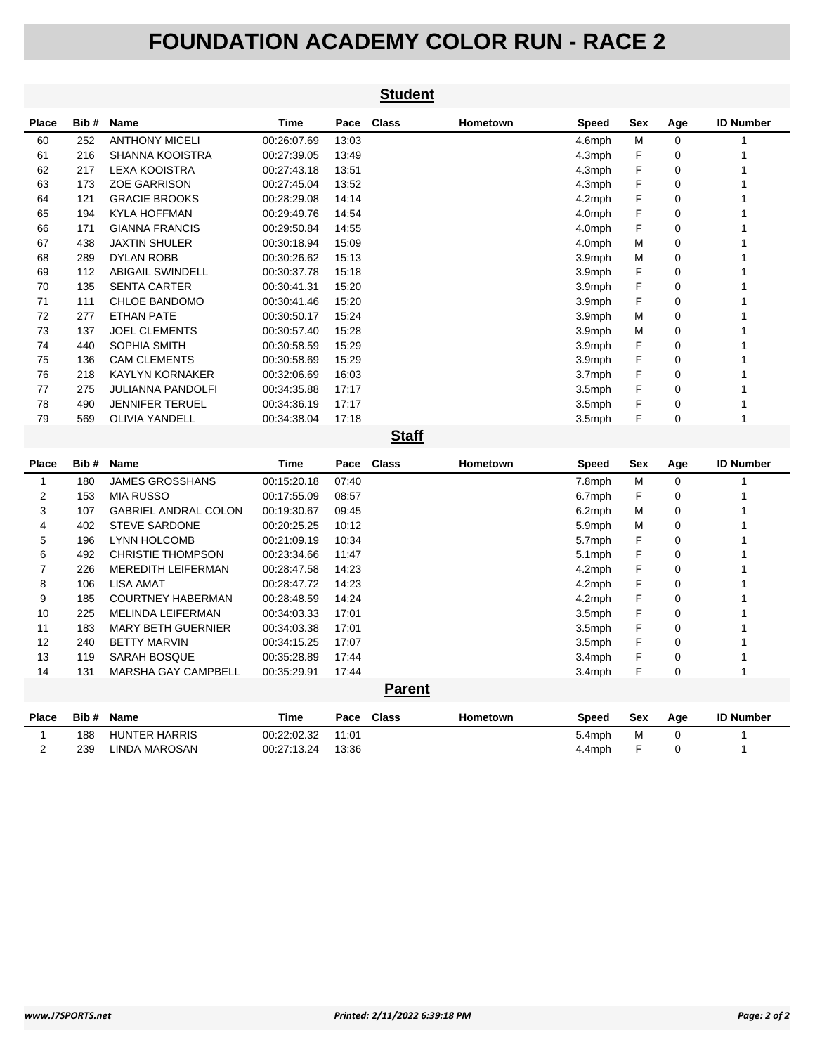# FOUNDATION ACADEMY COLOR RUN - RACE 2

## Student

| Place | Bib # | Name | Time | Pace | Class | Hometown | Speed | Sex | Age | ID Number |
|---|---|---|---|---|---|---|---|---|---|---|
| 60 | 252 | ANTHONY MICELI | 00:26:07.69 | 13:03 | | | 4.6mph | M | 0 | 1 |
| 61 | 216 | SHANNA KOOISTRA | 00:27:39.05 | 13:49 | | | 4.3mph | F | 0 | 1 |
| 62 | 217 | LEXA KOOISTRA | 00:27:43.18 | 13:51 | | | 4.3mph | F | 0 | 1 |
| 63 | 173 | ZOE GARRISON | 00:27:45.04 | 13:52 | | | 4.3mph | F | 0 | 1 |
| 64 | 121 | GRACIE BROOKS | 00:28:29.08 | 14:14 | | | 4.2mph | F | 0 | 1 |
| 65 | 194 | KYLA HOFFMAN | 00:29:49.76 | 14:54 | | | 4.0mph | F | 0 | 1 |
| 66 | 171 | GIANNA FRANCIS | 00:29:50.84 | 14:55 | | | 4.0mph | F | 0 | 1 |
| 67 | 438 | JAXTIN SHULER | 00:30:18.94 | 15:09 | | | 4.0mph | M | 0 | 1 |
| 68 | 289 | DYLAN ROBB | 00:30:26.62 | 15:13 | | | 3.9mph | M | 0 | 1 |
| 69 | 112 | ABIGAIL SWINDELL | 00:30:37.78 | 15:18 | | | 3.9mph | F | 0 | 1 |
| 70 | 135 | SENTA CARTER | 00:30:41.31 | 15:20 | | | 3.9mph | F | 0 | 1 |
| 71 | 111 | CHLOE BANDOMO | 00:30:41.46 | 15:20 | | | 3.9mph | F | 0 | 1 |
| 72 | 277 | ETHAN PATE | 00:30:50.17 | 15:24 | | | 3.9mph | M | 0 | 1 |
| 73 | 137 | JOEL CLEMENTS | 00:30:57.40 | 15:28 | | | 3.9mph | M | 0 | 1 |
| 74 | 440 | SOPHIA SMITH | 00:30:58.59 | 15:29 | | | 3.9mph | F | 0 | 1 |
| 75 | 136 | CAM CLEMENTS | 00:30:58.69 | 15:29 | | | 3.9mph | F | 0 | 1 |
| 76 | 218 | KAYLYN KORNAKER | 00:32:06.69 | 16:03 | | | 3.7mph | F | 0 | 1 |
| 77 | 275 | JULIANNA PANDOLFI | 00:34:35.88 | 17:17 | | | 3.5mph | F | 0 | 1 |
| 78 | 490 | JENNIFER TERUEL | 00:34:36.19 | 17:17 | | | 3.5mph | F | 0 | 1 |
| 79 | 569 | OLIVIA YANDELL | 00:34:38.04 | 17:18 | | | 3.5mph | F | 0 | 1 |

## Staff

| Place | Bib # | Name | Time | Pace | Class | Hometown | Speed | Sex | Age | ID Number |
|---|---|---|---|---|---|---|---|---|---|---|
| 1 | 180 | JAMES GROSSHANS | 00:15:20.18 | 07:40 | | | 7.8mph | M | 0 | 1 |
| 2 | 153 | MIA RUSSO | 00:17:55.09 | 08:57 | | | 6.7mph | F | 0 | 1 |
| 3 | 107 | GABRIEL ANDRAL COLON | 00:19:30.67 | 09:45 | | | 6.2mph | M | 0 | 1 |
| 4 | 402 | STEVE SARDONE | 00:20:25.25 | 10:12 | | | 5.9mph | M | 0 | 1 |
| 5 | 196 | LYNN HOLCOMB | 00:21:09.19 | 10:34 | | | 5.7mph | F | 0 | 1 |
| 6 | 492 | CHRISTIE THOMPSON | 00:23:34.66 | 11:47 | | | 5.1mph | F | 0 | 1 |
| 7 | 226 | MEREDITH LEIFERMAN | 00:28:47.58 | 14:23 | | | 4.2mph | F | 0 | 1 |
| 8 | 106 | LISA AMAT | 00:28:47.72 | 14:23 | | | 4.2mph | F | 0 | 1 |
| 9 | 185 | COURTNEY HABERMAN | 00:28:48.59 | 14:24 | | | 4.2mph | F | 0 | 1 |
| 10 | 225 | MELINDA LEIFERMAN | 00:34:03.33 | 17:01 | | | 3.5mph | F | 0 | 1 |
| 11 | 183 | MARY BETH GUERNIER | 00:34:03.38 | 17:01 | | | 3.5mph | F | 0 | 1 |
| 12 | 240 | BETTY MARVIN | 00:34:15.25 | 17:07 | | | 3.5mph | F | 0 | 1 |
| 13 | 119 | SARAH BOSQUE | 00:35:28.89 | 17:44 | | | 3.4mph | F | 0 | 1 |
| 14 | 131 | MARSHA GAY CAMPBELL | 00:35:29.91 | 17:44 | | | 3.4mph | F | 0 | 1 |

## Parent

| Place | Bib # | Name | Time | Pace | Class | Hometown | Speed | Sex | Age | ID Number |
|---|---|---|---|---|---|---|---|---|---|---|
| 1 | 188 | HUNTER HARRIS | 00:22:02.32 | 11:01 | | | 5.4mph | M | 0 | 1 |
| 2 | 239 | LINDA MAROSAN | 00:27:13.24 | 13:36 | | | 4.4mph | F | 0 | 1 |

*www.J7SPORTS.net* *Printed: 2/11/2022 6:39:18 PM*